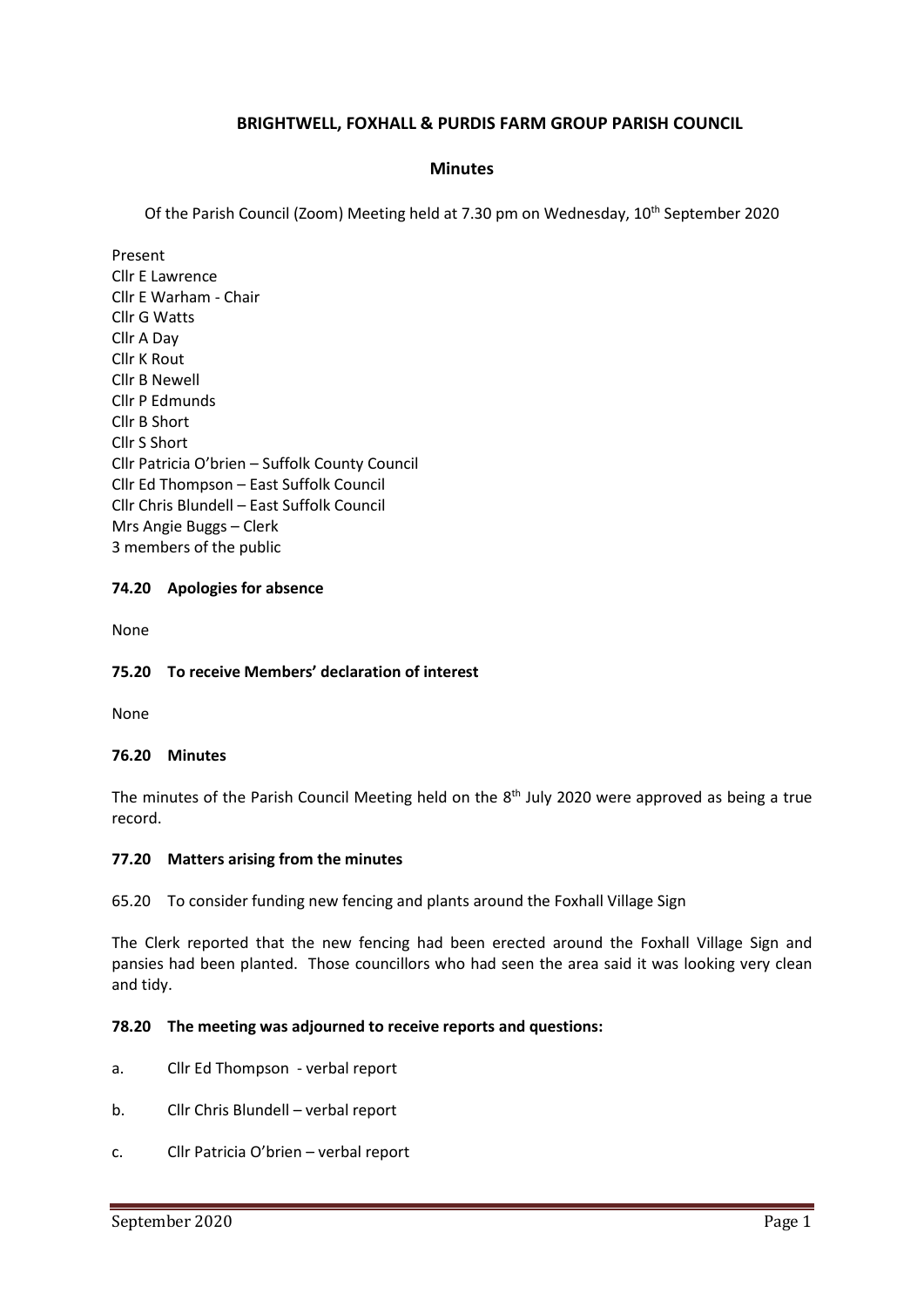## BRIGHTWELL, FOXHALL & PURDIS FARM GROUP PARISH COUNCIL

### Minutes

Of the Parish Council (Zoom) Meeting held at 7.30 pm on Wednesday, 10th September 2020

Present
Cllr E Lawrence
Cllr E Warham - Chair
Cllr G Watts
Cllr A Day
Cllr K Rout
Cllr B Newell
Cllr P Edmunds
Cllr B Short
Cllr S Short
Cllr Patricia O'brien – Suffolk County Council
Cllr Ed Thompson – East Suffolk Council
Cllr Chris Blundell – East Suffolk Council
Mrs Angie Buggs – Clerk
3 members of the public

**74.20 Apologies for absence**

None

**75.20 To receive Members' declaration of interest**

None

**76.20 Minutes**

The minutes of the Parish Council Meeting held on the 8th July 2020 were approved as being a true record.

**77.20 Matters arising from the minutes**

65.20 To consider funding new fencing and plants around the Foxhall Village Sign

The Clerk reported that the new fencing had been erected around the Foxhall Village Sign and pansies had been planted. Those councillors who had seen the area said it was looking very clean and tidy.

**78.20 The meeting was adjourned to receive reports and questions:**

a. Cllr Ed Thompson - verbal report

b. Cllr Chris Blundell – verbal report

c. Cllr Patricia O'brien – verbal report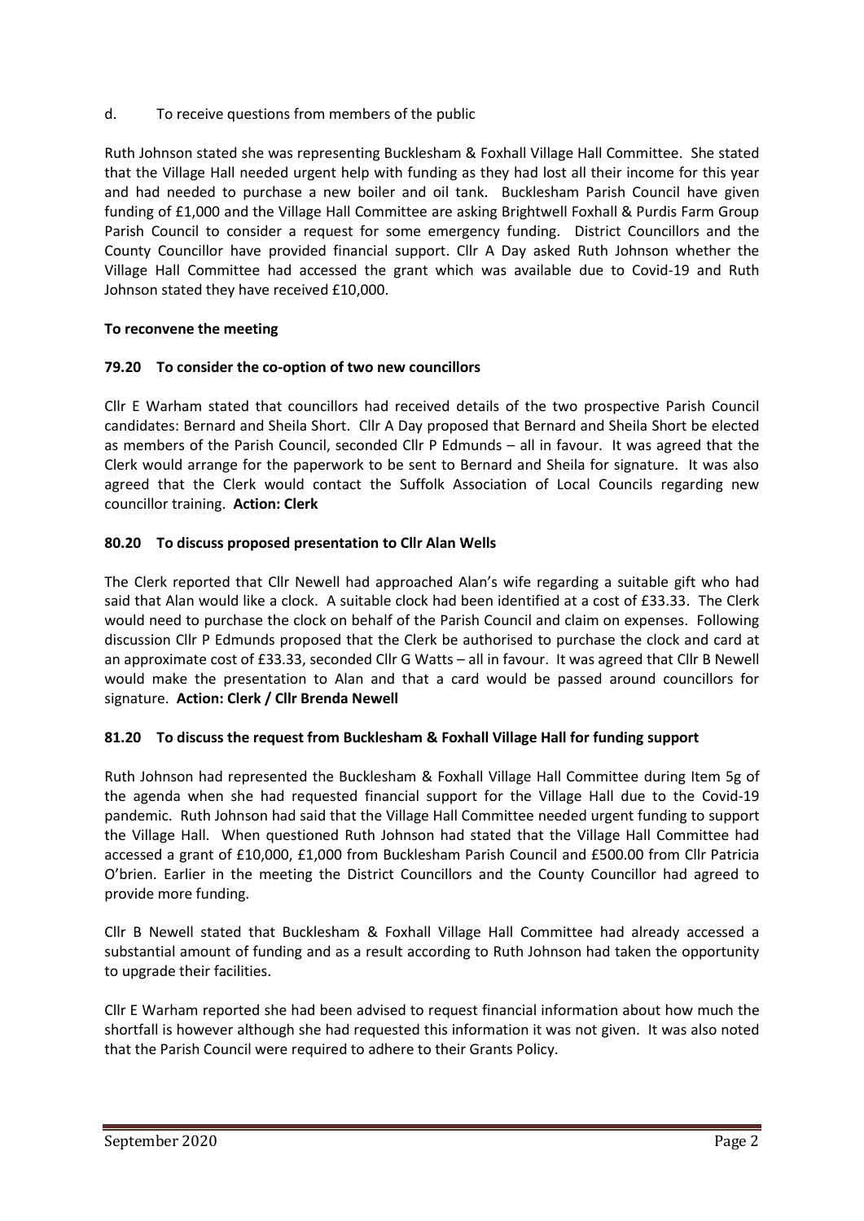d. To receive questions from members of the public

Ruth Johnson stated she was representing Bucklesham & Foxhall Village Hall Committee. She stated that the Village Hall needed urgent help with funding as they had lost all their income for this year and had needed to purchase a new boiler and oil tank. Bucklesham Parish Council have given funding of £1,000 and the Village Hall Committee are asking Brightwell Foxhall & Purdis Farm Group Parish Council to consider a request for some emergency funding. District Councillors and the County Councillor have provided financial support. Cllr A Day asked Ruth Johnson whether the Village Hall Committee had accessed the grant which was available due to Covid-19 and Ruth Johnson stated they have received £10,000.

**To reconvene the meeting**

**79.20 To consider the co-option of two new councillors**

Cllr E Warham stated that councillors had received details of the two prospective Parish Council candidates: Bernard and Sheila Short. Cllr A Day proposed that Bernard and Sheila Short be elected as members of the Parish Council, seconded Cllr P Edmunds – all in favour. It was agreed that the Clerk would arrange for the paperwork to be sent to Bernard and Sheila for signature. It was also agreed that the Clerk would contact the Suffolk Association of Local Councils regarding new councillor training. **Action: Clerk**

**80.20 To discuss proposed presentation to Cllr Alan Wells**

The Clerk reported that Cllr Newell had approached Alan's wife regarding a suitable gift who had said that Alan would like a clock. A suitable clock had been identified at a cost of £33.33. The Clerk would need to purchase the clock on behalf of the Parish Council and claim on expenses. Following discussion Cllr P Edmunds proposed that the Clerk be authorised to purchase the clock and card at an approximate cost of £33.33, seconded Cllr G Watts – all in favour. It was agreed that Cllr B Newell would make the presentation to Alan and that a card would be passed around councillors for signature. **Action: Clerk / Cllr Brenda Newell**

**81.20 To discuss the request from Bucklesham & Foxhall Village Hall for funding support**

Ruth Johnson had represented the Bucklesham & Foxhall Village Hall Committee during Item 5g of the agenda when she had requested financial support for the Village Hall due to the Covid-19 pandemic. Ruth Johnson had said that the Village Hall Committee needed urgent funding to support the Village Hall. When questioned Ruth Johnson had stated that the Village Hall Committee had accessed a grant of £10,000, £1,000 from Bucklesham Parish Council and £500.00 from Cllr Patricia O'brien. Earlier in the meeting the District Councillors and the County Councillor had agreed to provide more funding.

Cllr B Newell stated that Bucklesham & Foxhall Village Hall Committee had already accessed a substantial amount of funding and as a result according to Ruth Johnson had taken the opportunity to upgrade their facilities.

Cllr E Warham reported she had been advised to request financial information about how much the shortfall is however although she had requested this information it was not given. It was also noted that the Parish Council were required to adhere to their Grants Policy.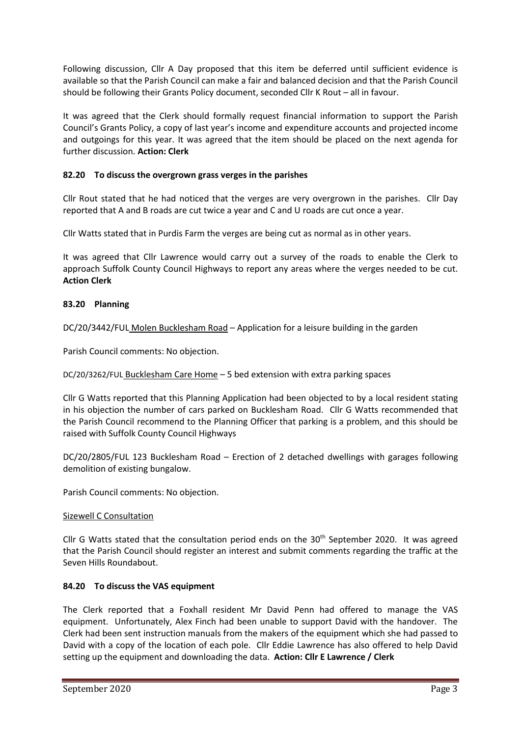Following discussion, Cllr A Day proposed that this item be deferred until sufficient evidence is available so that the Parish Council can make a fair and balanced decision and that the Parish Council should be following their Grants Policy document, seconded Cllr K Rout – all in favour.

It was agreed that the Clerk should formally request financial information to support the Parish Council's Grants Policy, a copy of last year's income and expenditure accounts and projected income and outgoings for this year. It was agreed that the item should be placed on the next agenda for further discussion. **Action: Clerk**

### 82.20 To discuss the overgrown grass verges in the parishes

Cllr Rout stated that he had noticed that the verges are very overgrown in the parishes. Cllr Day reported that A and B roads are cut twice a year and C and U roads are cut once a year.

Cllr Watts stated that in Purdis Farm the verges are being cut as normal as in other years.

It was agreed that Cllr Lawrence would carry out a survey of the roads to enable the Clerk to approach Suffolk County Council Highways to report any areas where the verges needed to be cut. **Action Clerk**

### 83.20 Planning

DC/20/3442/FUL Molen Bucklesham Road – Application for a leisure building in the garden

Parish Council comments: No objection.

DC/20/3262/FUL Bucklesham Care Home – 5 bed extension with extra parking spaces

Cllr G Watts reported that this Planning Application had been objected to by a local resident stating in his objection the number of cars parked on Bucklesham Road. Cllr G Watts recommended that the Parish Council recommend to the Planning Officer that parking is a problem, and this should be raised with Suffolk County Council Highways

DC/20/2805/FUL 123 Bucklesham Road – Erection of 2 detached dwellings with garages following demolition of existing bungalow.

Parish Council comments: No objection.

Sizewell C Consultation

Cllr G Watts stated that the consultation period ends on the 30th September 2020. It was agreed that the Parish Council should register an interest and submit comments regarding the traffic at the Seven Hills Roundabout.

### 84.20 To discuss the VAS equipment

The Clerk reported that a Foxhall resident Mr David Penn had offered to manage the VAS equipment. Unfortunately, Alex Finch had been unable to support David with the handover. The Clerk had been sent instruction manuals from the makers of the equipment which she had passed to David with a copy of the location of each pole. Cllr Eddie Lawrence has also offered to help David setting up the equipment and downloading the data. **Action: Cllr E Lawrence / Clerk**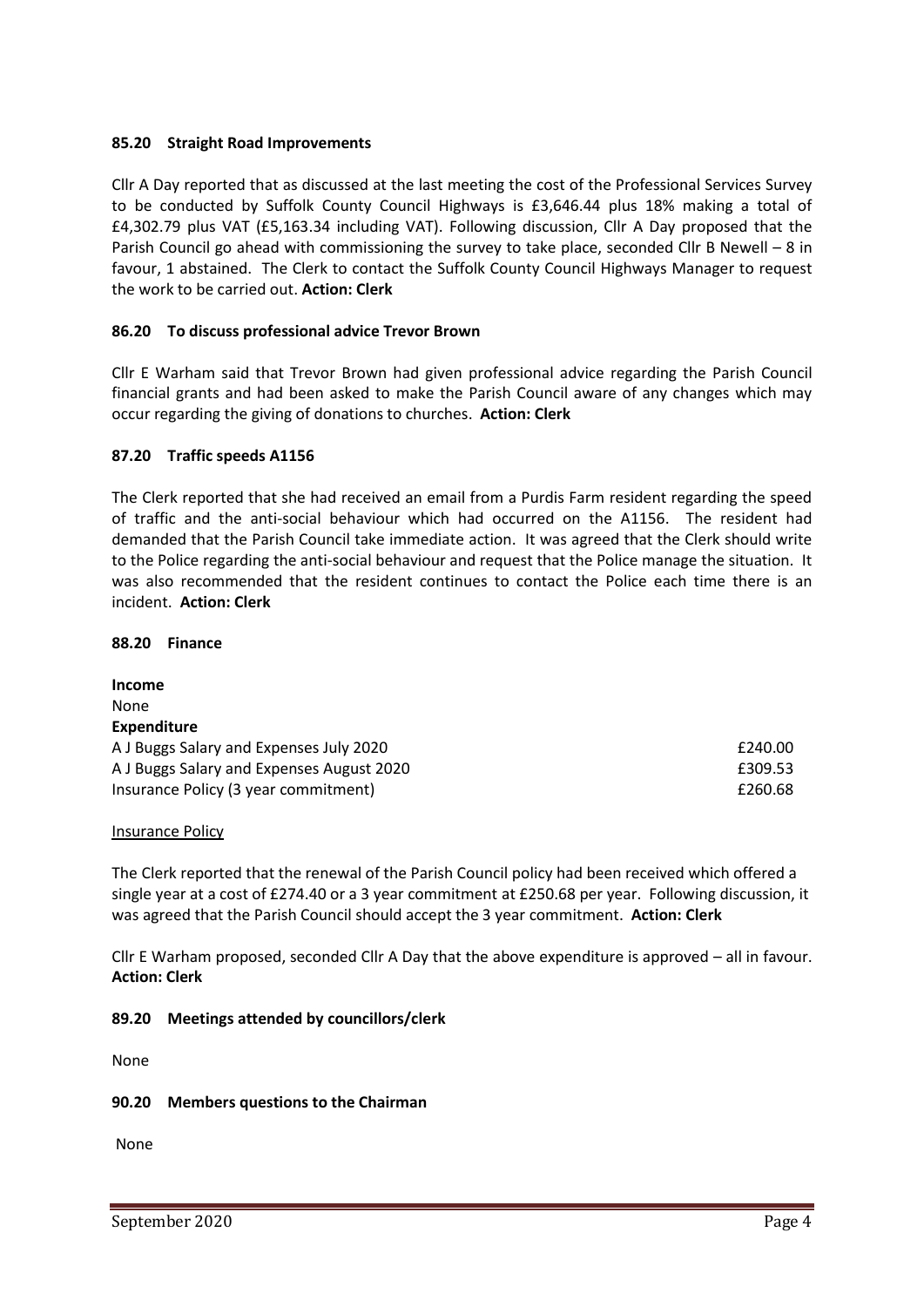**85.20 Straight Road Improvements**

Cllr A Day reported that as discussed at the last meeting the cost of the Professional Services Survey to be conducted by Suffolk County Council Highways is £3,646.44 plus 18% making a total of £4,302.79 plus VAT (£5,163.34 including VAT). Following discussion, Cllr A Day proposed that the Parish Council go ahead with commissioning the survey to take place, seconded Cllr B Newell – 8 in favour, 1 abstained. The Clerk to contact the Suffolk County Council Highways Manager to request the work to be carried out. **Action: Clerk**

**86.20 To discuss professional advice Trevor Brown**

Cllr E Warham said that Trevor Brown had given professional advice regarding the Parish Council financial grants and had been asked to make the Parish Council aware of any changes which may occur regarding the giving of donations to churches. **Action: Clerk**

**87.20 Traffic speeds A1156**

The Clerk reported that she had received an email from a Purdis Farm resident regarding the speed of traffic and the anti-social behaviour which had occurred on the A1156. The resident had demanded that the Parish Council take immediate action. It was agreed that the Clerk should write to the Police regarding the anti-social behaviour and request that the Police manage the situation. It was also recommended that the resident continues to contact the Police each time there is an incident. **Action: Clerk**

**88.20 Finance**

**Income**
None

**Expenditure**

| | |
|---|---|
| A J Buggs Salary and Expenses July 2020 | £240.00 |
| A J Buggs Salary and Expenses August 2020 | £309.53 |
| Insurance Policy (3 year commitment) | £260.68 |

Insurance Policy

The Clerk reported that the renewal of the Parish Council policy had been received which offered a single year at a cost of £274.40 or a 3 year commitment at £250.68 per year. Following discussion, it was agreed that the Parish Council should accept the 3 year commitment. **Action: Clerk**

Cllr E Warham proposed, seconded Cllr A Day that the above expenditure is approved – all in favour. **Action: Clerk**

**89.20 Meetings attended by councillors/clerk**

None

**90.20 Members questions to the Chairman**

None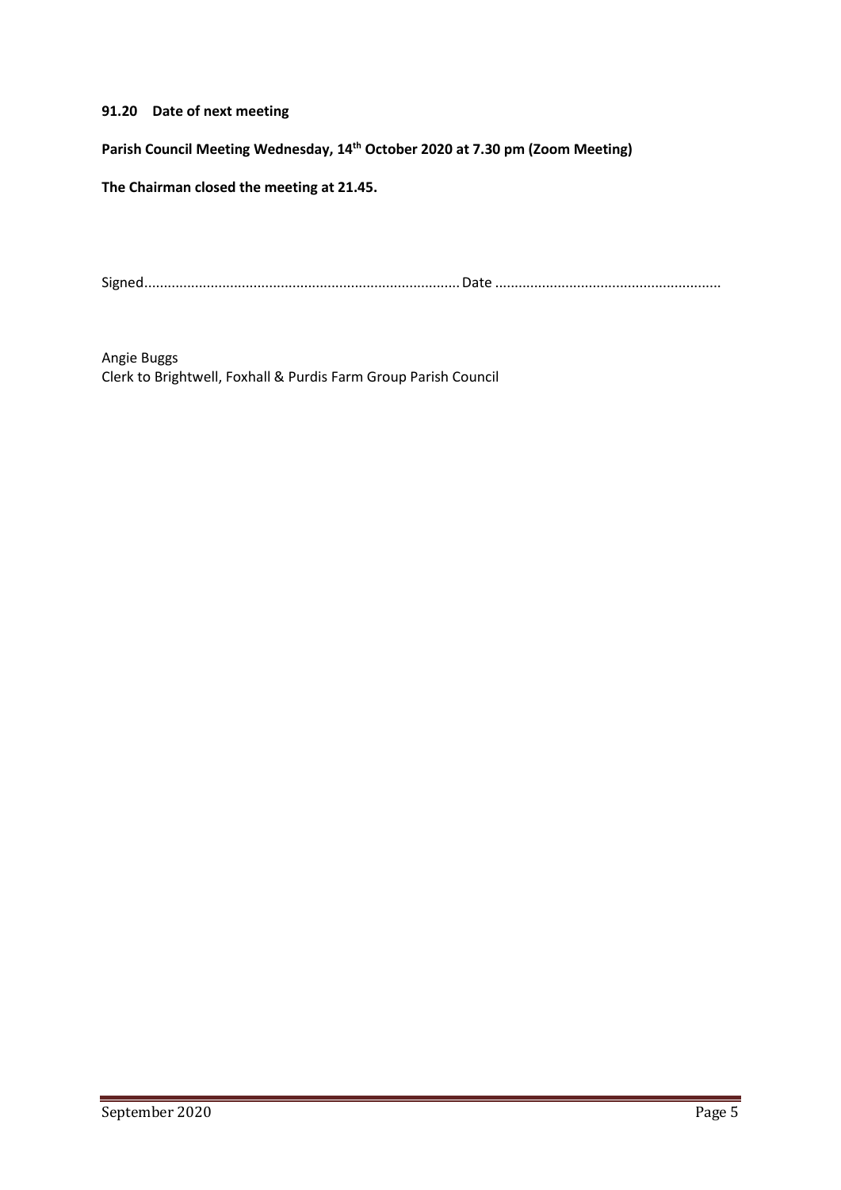**91.20 Date of next meeting**

**Parish Council Meeting Wednesday, 14th October 2020 at 7.30 pm (Zoom Meeting)**

**The Chairman closed the meeting at 21.45.**

Signed................................................................................ Date .........................................................

Angie Buggs
Clerk to Brightwell, Foxhall & Purdis Farm Group Parish Council